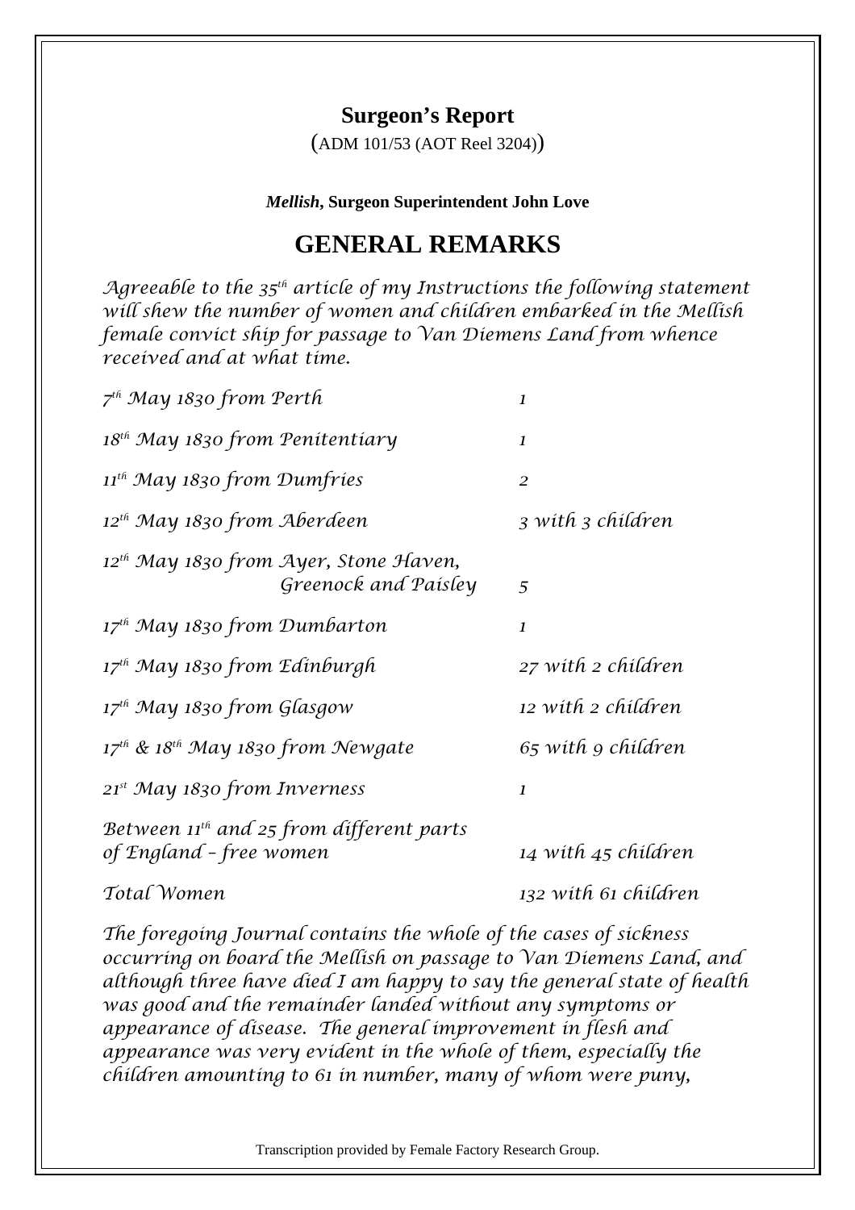# Surgeon's Report

(ADM 101/53 (AOT Reel 3204))

***Mellish*, Surgeon Superintendent John Love**

## GENERAL REMARKS

*Agreeable to the 35th article of my Instructions the following statement will shew the number of women and children embarked in the Mellish female convict ship for passage to Van Diemens Land from whence received and at what time.*

| | |
|---|---|
| *7th May 1830 from Perth* | *1* |
| *18th May 1830 from Penitentiary* | *1* |
| *11th May 1830 from Dumfries* | *2* |
| *12th May 1830 from Aberdeen* | *3 with 3 children* |
| *12th May 1830 from Ayer, Stone Haven, Greenock and Paisley* | *5* |
| *17th May 1830 from Dumbarton* | *1* |
| *17th May 1830 from Edinburgh* | *27 with 2 children* |
| *17th May 1830 from Glasgow* | *12 with 2 children* |
| *17th & 18th May 1830 from Newgate* | *65 with 9 children* |
| *21st May 1830 from Inverness* | *1* |
| *Between 11th and 25 from different parts of England – free women* | *14 with 45 children* |
| *Total Women* | *132 with 61 children* |

*The foregoing Journal contains the whole of the cases of sickness occurring on board the Mellish on passage to Van Diemens Land, and although three have died I am happy to say the general state of health was good and the remainder landed without any symptoms or appearance of disease. The general improvement in flesh and appearance was very evident in the whole of them, especially the children amounting to 61 in number, many of whom were puny,*

Transcription provided by Female Factory Research Group.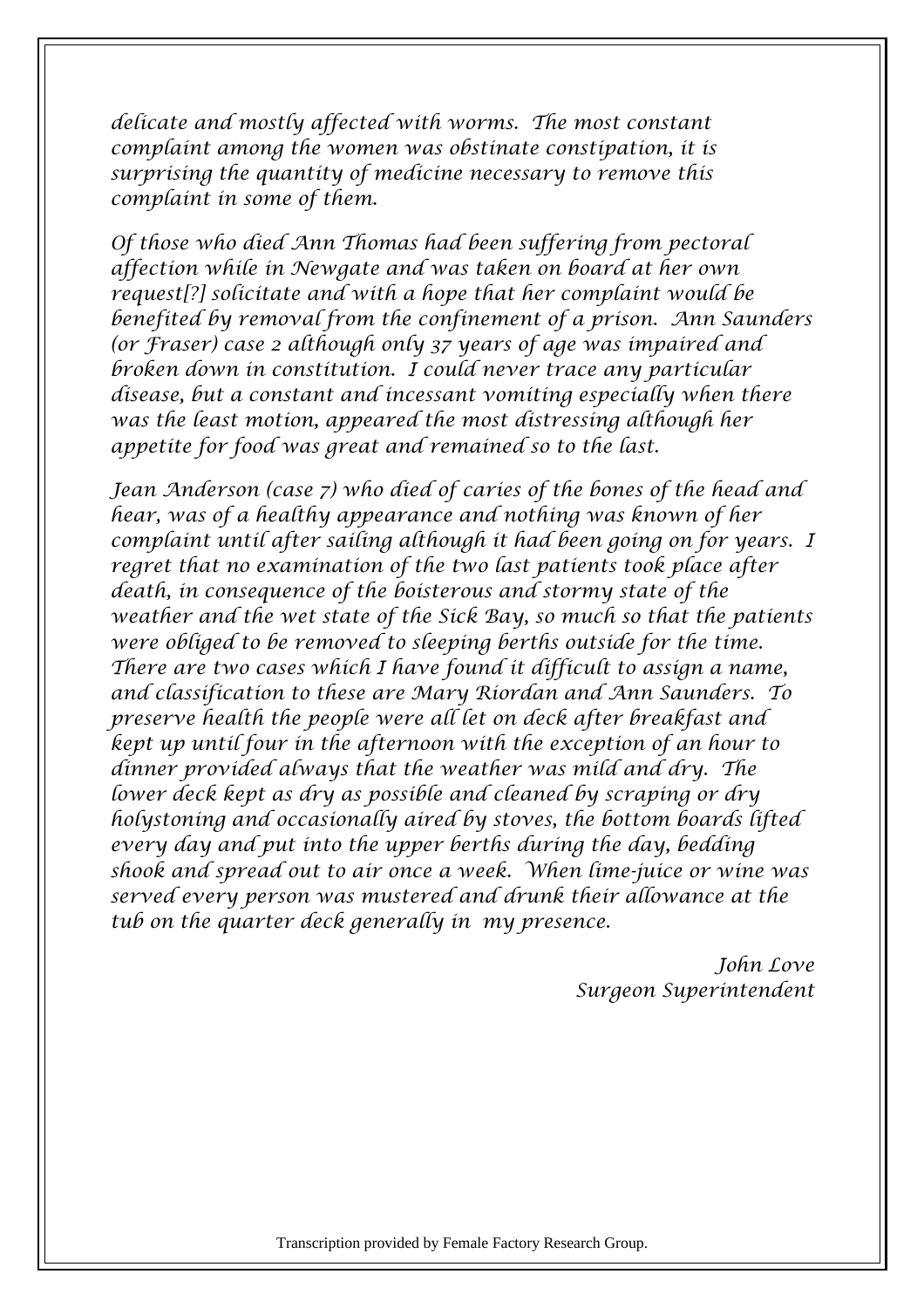*delicate and mostly affected with worms. The most constant complaint among the women was obstinate constipation, it is surprising the quantity of medicine necessary to remove this complaint in some of them.*

*Of those who died Ann Thomas had been suffering from pectoral affection while in Newgate and was taken on board at her own request[?] solicitate and with a hope that her complaint would be benefited by removal from the confinement of a prison. Ann Saunders (or Fraser) case 2 although only 37 years of age was impaired and broken down in constitution. I could never trace any particular disease, but a constant and incessant vomiting especially when there was the least motion, appeared the most distressing although her appetite for food was great and remained so to the last.*

*Jean Anderson (case 7) who died of caries of the bones of the head and hear, was of a healthy appearance and nothing was known of her complaint until after sailing although it had been going on for years. I regret that no examination of the two last patients took place after death, in consequence of the boisterous and stormy state of the weather and the wet state of the Sick Bay, so much so that the patients were obliged to be removed to sleeping berths outside for the time. There are two cases which I have found it difficult to assign a name, and classification to these are Mary Riordan and Ann Saunders. To preserve health the people were all let on deck after breakfast and kept up until four in the afternoon with the exception of an hour to dinner provided always that the weather was mild and dry. The lower deck kept as dry as possible and cleaned by scraping or dry holystoning and occasionally aired by stoves, the bottom boards lifted every day and put into the upper berths during the day, bedding shook and spread out to air once a week. When lime-juice or wine was served every person was mustered and drunk their allowance at the tub on the quarter deck generally in my presence.*

*John Love*
*Surgeon Superintendent*

Transcription provided by Female Factory Research Group.